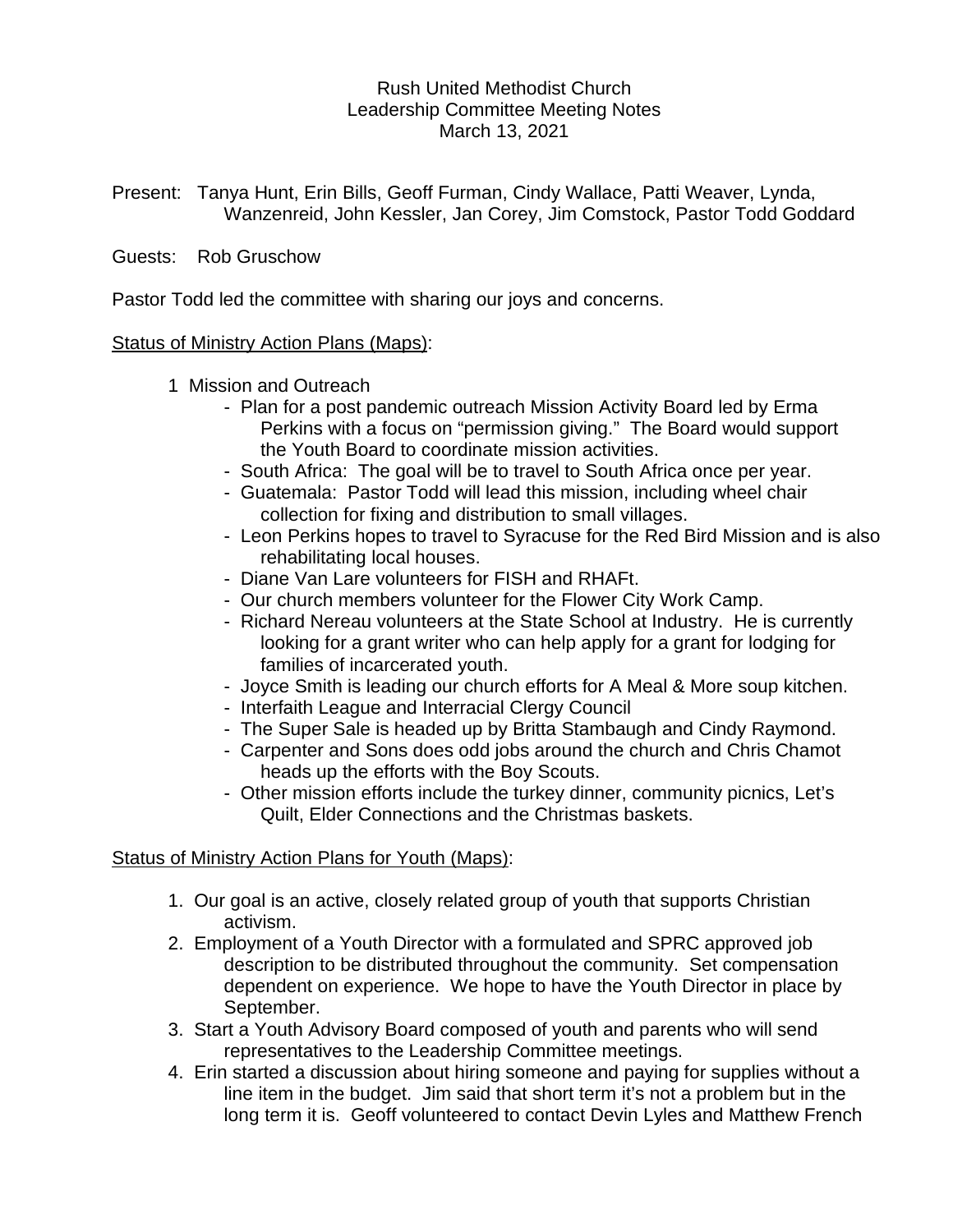Rush United Methodist Church
Leadership Committee Meeting Notes
March 13, 2021

Present: Tanya Hunt, Erin Bills, Geoff Furman, Cindy Wallace, Patti Weaver, Lynda, Wanzenreid, John Kessler, Jan Corey, Jim Comstock, Pastor Todd Goddard

Guests: Rob Gruschow

Pastor Todd led the committee with sharing our joys and concerns.

Status of Ministry Action Plans (Maps):

1 Mission and Outreach

- Plan for a post pandemic outreach Mission Activity Board led by Erma Perkins with a focus on "permission giving." The Board would support the Youth Board to coordinate mission activities.
- South Africa: The goal will be to travel to South Africa once per year.
- Guatemala: Pastor Todd will lead this mission, including wheel chair collection for fixing and distribution to small villages.
- Leon Perkins hopes to travel to Syracuse for the Red Bird Mission and is also rehabilitating local houses.
- Diane Van Lare volunteers for FISH and RHAFt.
- Our church members volunteer for the Flower City Work Camp.
- Richard Nereau volunteers at the State School at Industry. He is currently looking for a grant writer who can help apply for a grant for lodging for families of incarcerated youth.
- Joyce Smith is leading our church efforts for A Meal & More soup kitchen.
- Interfaith League and Interracial Clergy Council
- The Super Sale is headed up by Britta Stambaugh and Cindy Raymond.
- Carpenter and Sons does odd jobs around the church and Chris Chamot heads up the efforts with the Boy Scouts.
- Other mission efforts include the turkey dinner, community picnics, Let's Quilt, Elder Connections and the Christmas baskets.

Status of Ministry Action Plans for Youth (Maps):

1. Our goal is an active, closely related group of youth that supports Christian activism.
2. Employment of a Youth Director with a formulated and SPRC approved job description to be distributed throughout the community. Set compensation dependent on experience. We hope to have the Youth Director in place by September.
3. Start a Youth Advisory Board composed of youth and parents who will send representatives to the Leadership Committee meetings.
4. Erin started a discussion about hiring someone and paying for supplies without a line item in the budget. Jim said that short term it's not a problem but in the long term it is. Geoff volunteered to contact Devin Lyles and Matthew French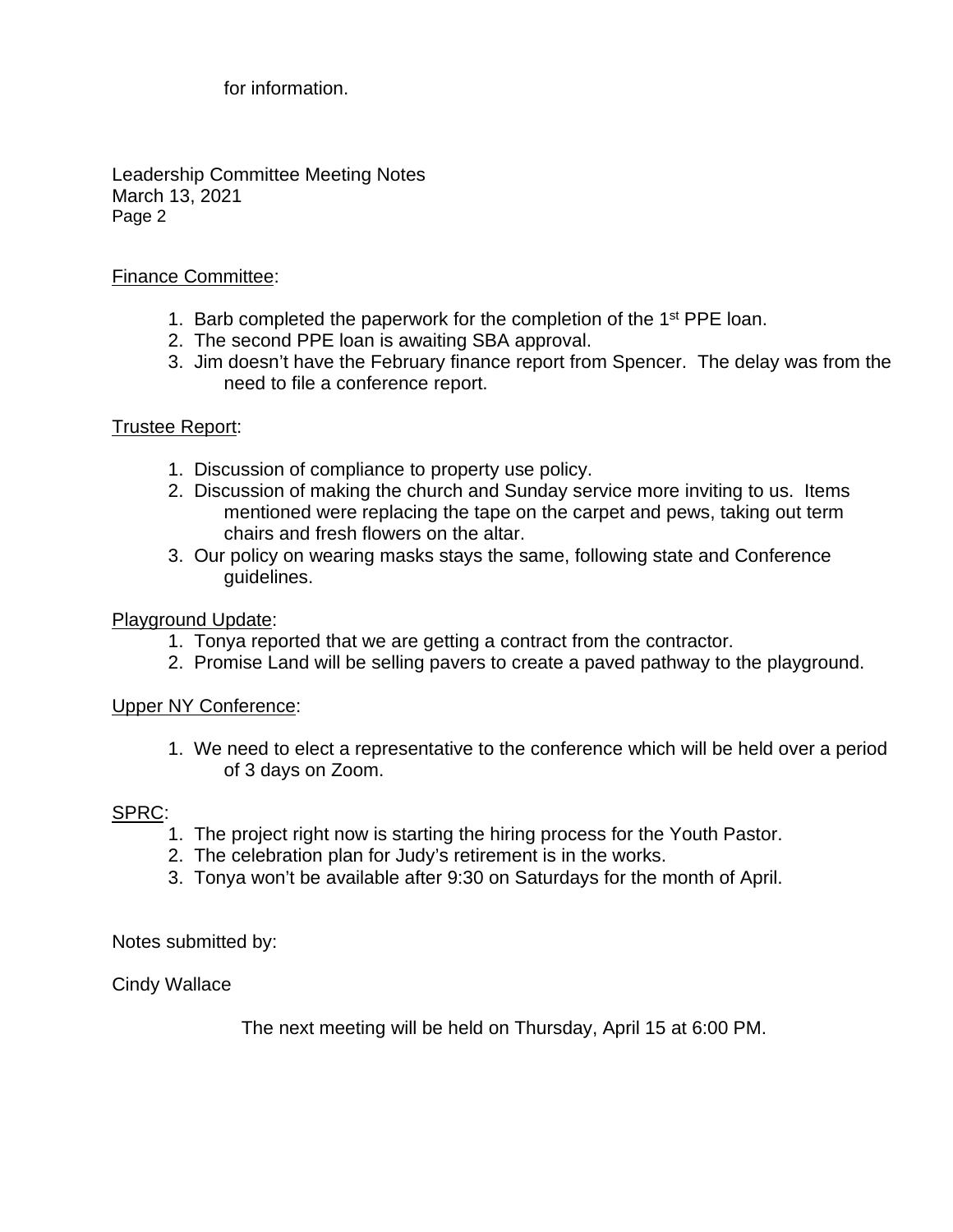for information.

Leadership Committee Meeting Notes
March 13, 2021
Page 2

Finance Committee:

1. Barb completed the paperwork for the completion of the 1st PPE loan.
2. The second PPE loan is awaiting SBA approval.
3. Jim doesn't have the February finance report from Spencer. The delay was from the need to file a conference report.

Trustee Report:

1. Discussion of compliance to property use policy.
2. Discussion of making the church and Sunday service more inviting to us. Items mentioned were replacing the tape on the carpet and pews, taking out term chairs and fresh flowers on the altar.
3. Our policy on wearing masks stays the same, following state and Conference guidelines.

Playground Update:

1. Tonya reported that we are getting a contract from the contractor.
2. Promise Land will be selling pavers to create a paved pathway to the playground.

Upper NY Conference:

1. We need to elect a representative to the conference which will be held over a period of 3 days on Zoom.

SPRC:

1. The project right now is starting the hiring process for the Youth Pastor.
2. The celebration plan for Judy's retirement is in the works.
3. Tonya won't be available after 9:30 on Saturdays for the month of April.

Notes submitted by:

Cindy Wallace

The next meeting will be held on Thursday, April 15 at 6:00 PM.